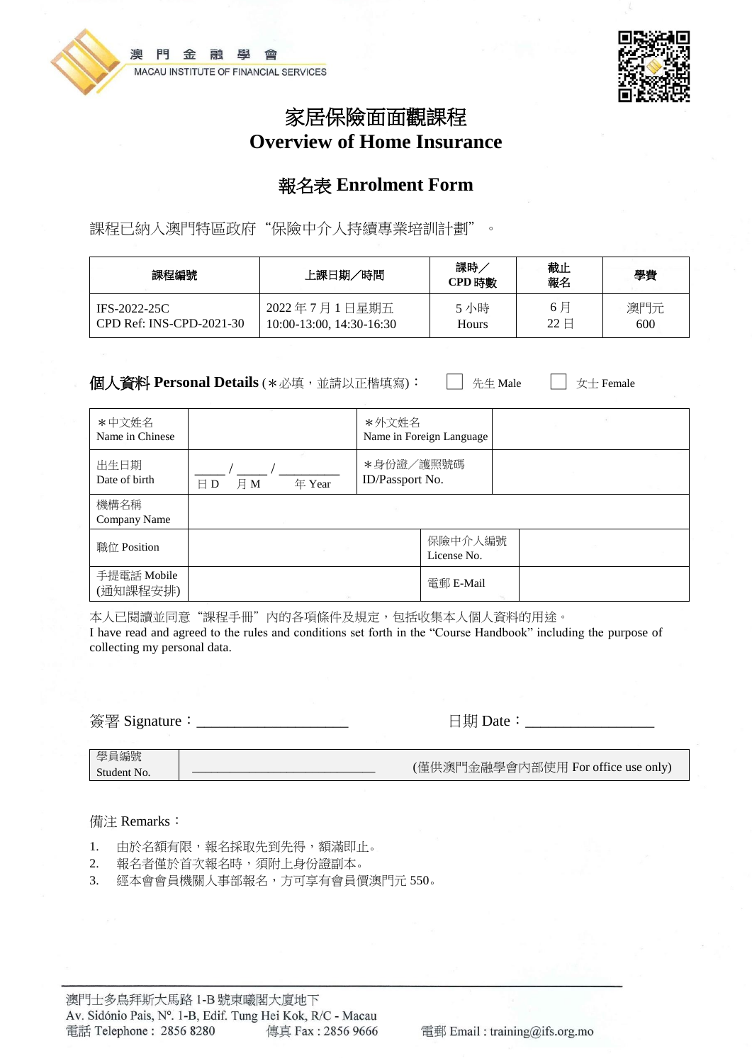澳門金融學會
MACAU INSTITUTE OF FINANCIAL SERVICES

# 家居保險面面觀課程
# Overview of Home Insurance

## 報名表 Enrolment Form

課程已納入澳門特區政府“保險中介人持續專業培訓計劃”。

| 課程編號 | 上課日期／時間 | 課時／CPD 時數 | 截止報名 | 學費 |
|---|---|---|---|---|
| IFS-2022-25C<br>CPD Ref: INS-CPD-2021-30 | 2022 年 7 月 1 日星期五<br>10:00-13:00, 14:30-16:30 | 5 小時<br>Hours | 6 月<br>22 日 | 澳門元<br>600 |

**個人資料 Personal Details** (＊必填，並請以正楷填寫)： ☐ 先生 Male ☐ 女士 Female

| ＊中文姓名<br>Name in Chinese | | ＊外文姓名<br>Name in Foreign Language | |
|---|---|---|---|
| 出生日期<br>Date of birth | ____ / ____ / ________<br>日 D 月 M 年 Year | ＊身份證／護照號碼<br>ID/Passport No. | |
| 機構名稱<br>Company Name | | | |
| 職位 Position | | 保險中介人編號<br>License No. | |
| 手提電話 Mobile<br>(通知課程安排) | | 電郵 E-Mail | |

本人已閱讀並同意“課程手冊”內的各項條件及規定，包括收集本人個人資料的用途。
I have read and agreed to the rules and conditions set forth in the “Course Handbook” including the purpose of collecting my personal data.

簽署 Signature：____________________ 日期 Date：_________________

| 學員編號<br>Student No. | ________________________ (僅供澳門金融學會內部使用 For office use only) |
|---|---|

備注 Remarks：

1. 由於名額有限，報名採取先到先得，額滿即止。
2. 報名者僅於首次報名時，須附上身份證副本。
3. 經本會會員機關人事部報名，方可享有會員價澳門元 550。

澳門士多鳥拜斯大馬路 1-B 號東曦閣大廈地下
Av. Sidónio Pais, Nº. 1-B, Edif. Tung Hei Kok, R/C - Macau
電話 Telephone：2856 8280 傳真 Fax : 2856 9666 電郵 Email : training@ifs.org.mo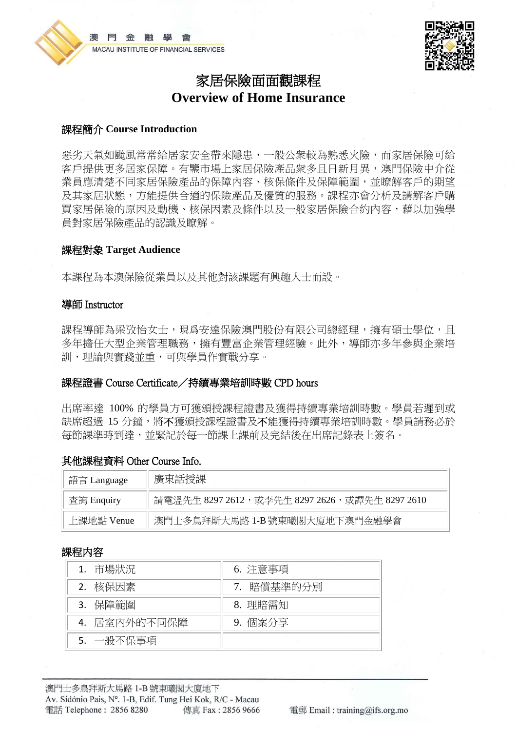# 家居保險面面觀課程
# Overview of Home Insurance

## 課程簡介 Course Introduction

惡劣天氣如颱風常常給居家安全帶來隱患，一般公眾較為熟悉火險，而家居保險可給客戶提供更多居家保障。有鑒市場上家居保險產品衆多且日新月異，澳門保險中介從業員應清楚不同家居保險產品的保障內容、核保條件及保障範圍，並瞭解客戶的期望及其家居狀態，方能提供合適的保險產品及優質的服務。課程亦會分析及講解客戶購買家居保險的原因及動機、核保因素及條件以及一般家居保險合約內容，藉以加強學員對家居保險產品的認識及瞭解。

## 課程對象 Target Audience

本課程為本澳保險從業員以及其他對該課題有興趣人士而設。

## 導師 Instructor

課程導師為梁玫怡女士，現爲安達保險澳門股份有限公司總經理，擁有碩士學位，且多年擔任大型企業管理職務，擁有豐富企業管理經驗。此外，導師亦多年參與企業培訓，理論與實踐並重，可與學員作實戰分享。

## 課程證書 Course Certificate／持續專業培訓時數 CPD hours

出席率達 100% 的學員方可獲頒授課程證書及獲得持續專業培訓時數。學員若遲到或缺席超過 15 分鐘，將**不**獲頒授課程證書及**不**能獲得持續專業培訓時數。學員請務必於每節課準時到達，並緊記於每一節課上課前及完結後在出席記錄表上簽名。

## 其他課程資料 Other Course Info.

| | |
|---|---|
| 語言 Language | 廣東話授課 |
| 查詢 Enquiry | 請電溫先生 8297 2612，或李先生 8297 2626，或譚先生 8297 2610 |
| 上課地點 Venue | 澳門士多鳥拜斯大馬路 1-B 號東曦閣大廈地下澳門金融學會 |

## 課程內容

| | |
|---|---|
| 1. 市場狀況 | 6. 注意事項 |
| 2. 核保因素 | 7. 賠償基準的分別 |
| 3. 保障範圍 | 8. 理賠需知 |
| 4. 居室內外的不同保障 | 9. 個案分享 |
| 5. 一般不保事項 | |